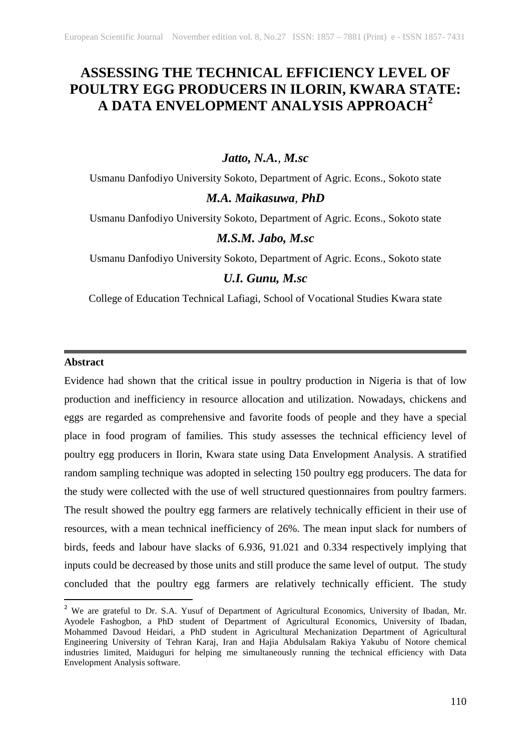# ASSESSING THE TECHNICAL EFFICIENCY LEVEL OF POULTRY EGG PRODUCERS IN ILORIN, KWARA STATE: A DATA ENVELOPMENT ANALYSIS APPROACH[2]

***Jatto, N.A., M.sc***

Usmanu Danfodiyo University Sokoto, Department of Agric. Econs., Sokoto state

***M.A. Maikasuwa, PhD***

Usmanu Danfodiyo University Sokoto, Department of Agric. Econs., Sokoto state

***M.S.M. Jabo, M.sc***

Usmanu Danfodiyo University Sokoto, Department of Agric. Econs., Sokoto state

***U.I. Gunu, M.sc***

College of Education Technical Lafiagi, School of Vocational Studies Kwara state

---

**Abstract**

Evidence had shown that the critical issue in poultry production in Nigeria is that of low production and inefficiency in resource allocation and utilization. Nowadays, chickens and eggs are regarded as comprehensive and favorite foods of people and they have a special place in food program of families. This study assesses the technical efficiency level of poultry egg producers in Ilorin, Kwara state using Data Envelopment Analysis. A stratified random sampling technique was adopted in selecting 150 poultry egg producers. The data for the study were collected with the use of well structured questionnaires from poultry farmers. The result showed the poultry egg farmers are relatively technically efficient in their use of resources, with a mean technical inefficiency of 26%. The mean input slack for numbers of birds, feeds and labour have slacks of 6.936, 91.021 and 0.334 respectively implying that inputs could be decreased by those units and still produce the same level of output. The study concluded that the poultry egg farmers are relatively technically efficient. The study

[2] We are grateful to Dr. S.A. Yusuf of Department of Agricultural Economics, University of Ibadan, Mr. Ayodele Fashogbon, a PhD student of Department of Agricultural Economics, University of Ibadan, Mohammed Davoud Heidari, a PhD student in Agricultural Mechanization Department of Agricultural Engineering University of Tehran Karaj, Iran and Hajia Abdulsalam Rakiya Yakubu of Notore chemical industries limited, Maiduguri for helping me simultaneously running the technical efficiency with Data Envelopment Analysis software.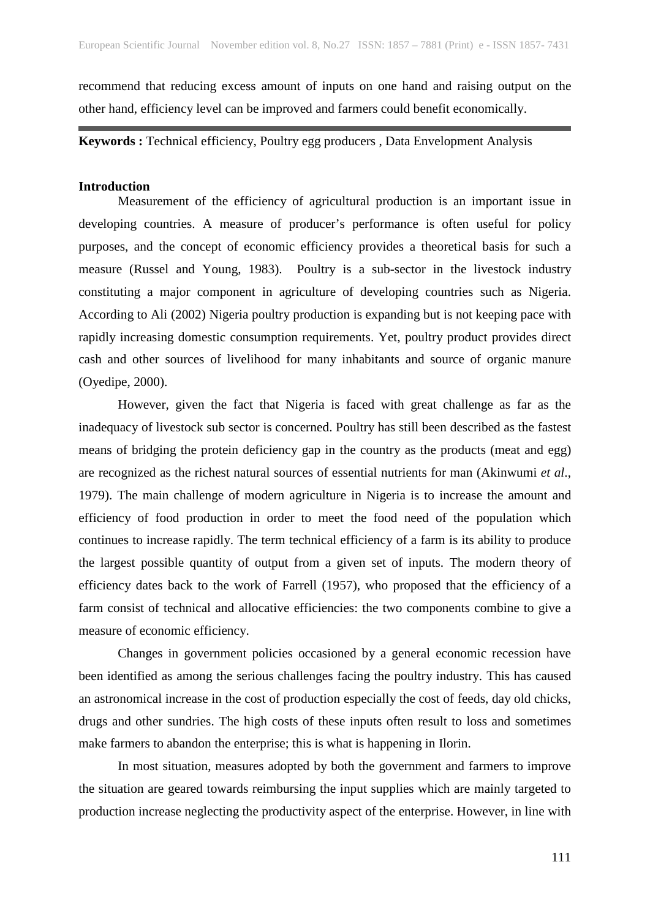recommend that reducing excess amount of inputs on one hand and raising output on the other hand, efficiency level can be improved and farmers could benefit economically.

---

**Keywords :** Technical efficiency, Poultry egg producers , Data Envelopment Analysis

**Introduction**

Measurement of the efficiency of agricultural production is an important issue in developing countries. A measure of producer's performance is often useful for policy purposes, and the concept of economic efficiency provides a theoretical basis for such a measure (Russel and Young, 1983). Poultry is a sub-sector in the livestock industry constituting a major component in agriculture of developing countries such as Nigeria. According to Ali (2002) Nigeria poultry production is expanding but is not keeping pace with rapidly increasing domestic consumption requirements. Yet, poultry product provides direct cash and other sources of livelihood for many inhabitants and source of organic manure (Oyedipe, 2000).

However, given the fact that Nigeria is faced with great challenge as far as the inadequacy of livestock sub sector is concerned. Poultry has still been described as the fastest means of bridging the protein deficiency gap in the country as the products (meat and egg) are recognized as the richest natural sources of essential nutrients for man (Akinwumi *et al*., 1979). The main challenge of modern agriculture in Nigeria is to increase the amount and efficiency of food production in order to meet the food need of the population which continues to increase rapidly. The term technical efficiency of a farm is its ability to produce the largest possible quantity of output from a given set of inputs. The modern theory of efficiency dates back to the work of Farrell (1957), who proposed that the efficiency of a farm consist of technical and allocative efficiencies: the two components combine to give a measure of economic efficiency.

Changes in government policies occasioned by a general economic recession have been identified as among the serious challenges facing the poultry industry. This has caused an astronomical increase in the cost of production especially the cost of feeds, day old chicks, drugs and other sundries. The high costs of these inputs often result to loss and sometimes make farmers to abandon the enterprise; this is what is happening in Ilorin.

In most situation, measures adopted by both the government and farmers to improve the situation are geared towards reimbursing the input supplies which are mainly targeted to production increase neglecting the productivity aspect of the enterprise. However, in line with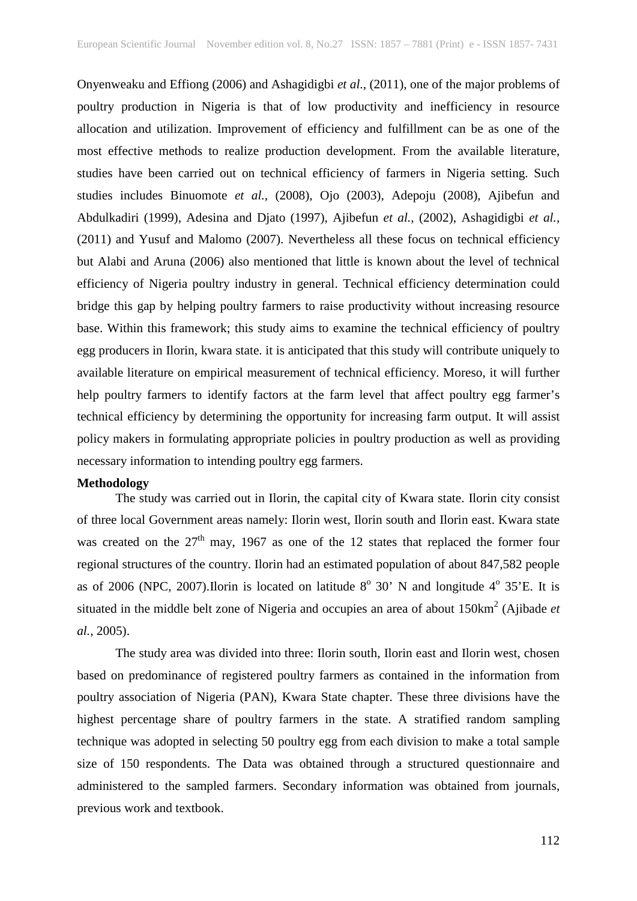Onyenweaku and Effiong (2006) and Ashagidigbi *et al*., (2011), one of the major problems of poultry production in Nigeria is that of low productivity and inefficiency in resource allocation and utilization. Improvement of efficiency and fulfillment can be as one of the most effective methods to realize production development. From the available literature, studies have been carried out on technical efficiency of farmers in Nigeria setting. Such studies includes Binuomote *et al.*, (2008), Ojo (2003), Adepoju (2008), Ajibefun and Abdulkadiri (1999), Adesina and Djato (1997), Ajibefun *et al.*, (2002), Ashagidigbi *et al.*, (2011) and Yusuf and Malomo (2007). Nevertheless all these focus on technical efficiency but Alabi and Aruna (2006) also mentioned that little is known about the level of technical efficiency of Nigeria poultry industry in general. Technical efficiency determination could bridge this gap by helping poultry farmers to raise productivity without increasing resource base. Within this framework; this study aims to examine the technical efficiency of poultry egg producers in Ilorin, kwara state. it is anticipated that this study will contribute uniquely to available literature on empirical measurement of technical efficiency. Moreso, it will further help poultry farmers to identify factors at the farm level that affect poultry egg farmer's technical efficiency by determining the opportunity for increasing farm output. It will assist policy makers in formulating appropriate policies in poultry production as well as providing necessary information to intending poultry egg farmers.

**Methodology**

The study was carried out in Ilorin, the capital city of Kwara state. Ilorin city consist of three local Government areas namely: Ilorin west, Ilorin south and Ilorin east. Kwara state was created on the 27th may, 1967 as one of the 12 states that replaced the former four regional structures of the country. Ilorin had an estimated population of about 847,582 people as of 2006 (NPC, 2007).Ilorin is located on latitude $8^o$ 30' N and longitude $4^o$ 35'E. It is situated in the middle belt zone of Nigeria and occupies an area of about 150km$^2$ (Ajibade *et al.,* 2005).

The study area was divided into three: Ilorin south, Ilorin east and Ilorin west, chosen based on predominance of registered poultry farmers as contained in the information from poultry association of Nigeria (PAN), Kwara State chapter. These three divisions have the highest percentage share of poultry farmers in the state. A stratified random sampling technique was adopted in selecting 50 poultry egg from each division to make a total sample size of 150 respondents. The Data was obtained through a structured questionnaire and administered to the sampled farmers. Secondary information was obtained from journals, previous work and textbook.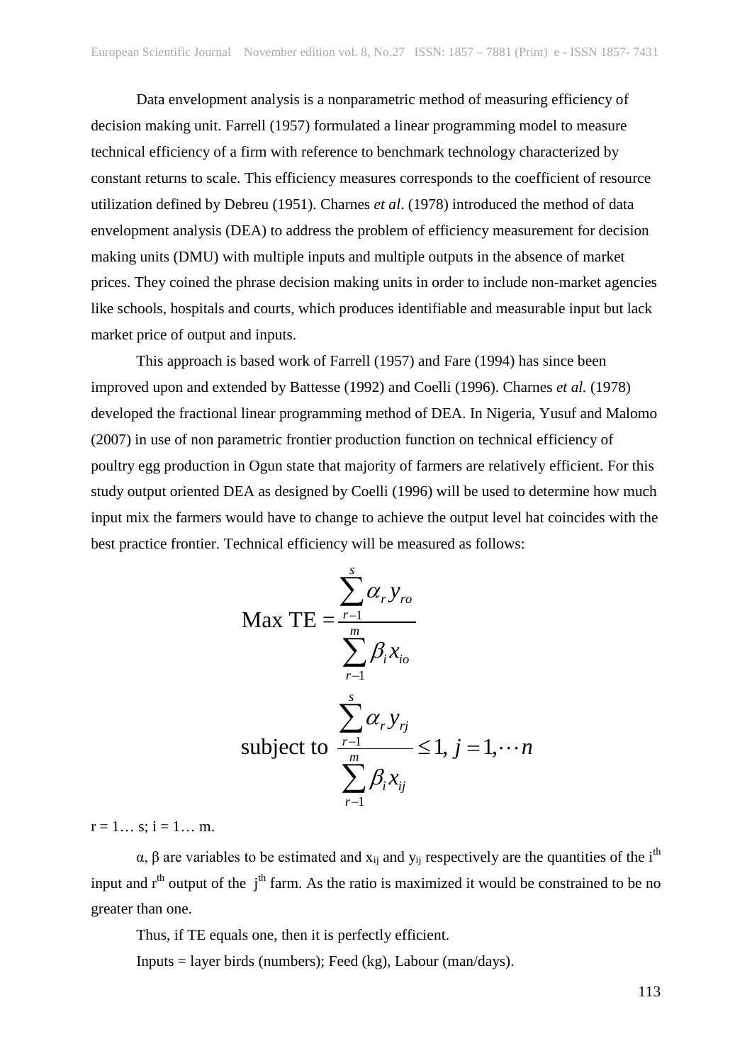Data envelopment analysis is a nonparametric method of measuring efficiency of decision making unit. Farrell (1957) formulated a linear programming model to measure technical efficiency of a firm with reference to benchmark technology characterized by constant returns to scale. This efficiency measures corresponds to the coefficient of resource utilization defined by Debreu (1951). Charnes *et al*. (1978) introduced the method of data envelopment analysis (DEA) to address the problem of efficiency measurement for decision making units (DMU) with multiple inputs and multiple outputs in the absence of market prices. They coined the phrase decision making units in order to include non-market agencies like schools, hospitals and courts, which produces identifiable and measurable input but lack market price of output and inputs.

This approach is based work of Farrell (1957) and Fare (1994) has since been improved upon and extended by Battesse (1992) and Coelli (1996). Charnes *et al.* (1978) developed the fractional linear programming method of DEA. In Nigeria, Yusuf and Malomo (2007) in use of non parametric frontier production function on technical efficiency of poultry egg production in Ogun state that majority of farmers are relatively efficient. For this study output oriented DEA as designed by Coelli (1996) will be used to determine how much input mix the farmers would have to change to achieve the output level hat coincides with the best practice frontier. Technical efficiency will be measured as follows:

$$\text{Max TE} = \frac{\sum_{r-1}^{s} \alpha_r y_{ro}}{\sum_{r-1}^{m} \beta_i x_{io}}$$

$$\text{subject to } \frac{\sum_{r-1}^{s} \alpha_r y_{rj}}{\sum_{r-1}^{m} \beta_i x_{ij}} \leq 1,\ j = 1, \cdots n$$

$r = 1 \ldots s$; $i = 1 \ldots m$.

$\alpha$, $\beta$ are variables to be estimated and $x_{ij}$ and $y_{ij}$ respectively are the quantities of the $i^{th}$ input and $r^{th}$ output of the $j^{th}$ farm. As the ratio is maximized it would be constrained to be no greater than one.

Thus, if TE equals one, then it is perfectly efficient.

Inputs = layer birds (numbers); Feed (kg), Labour (man/days).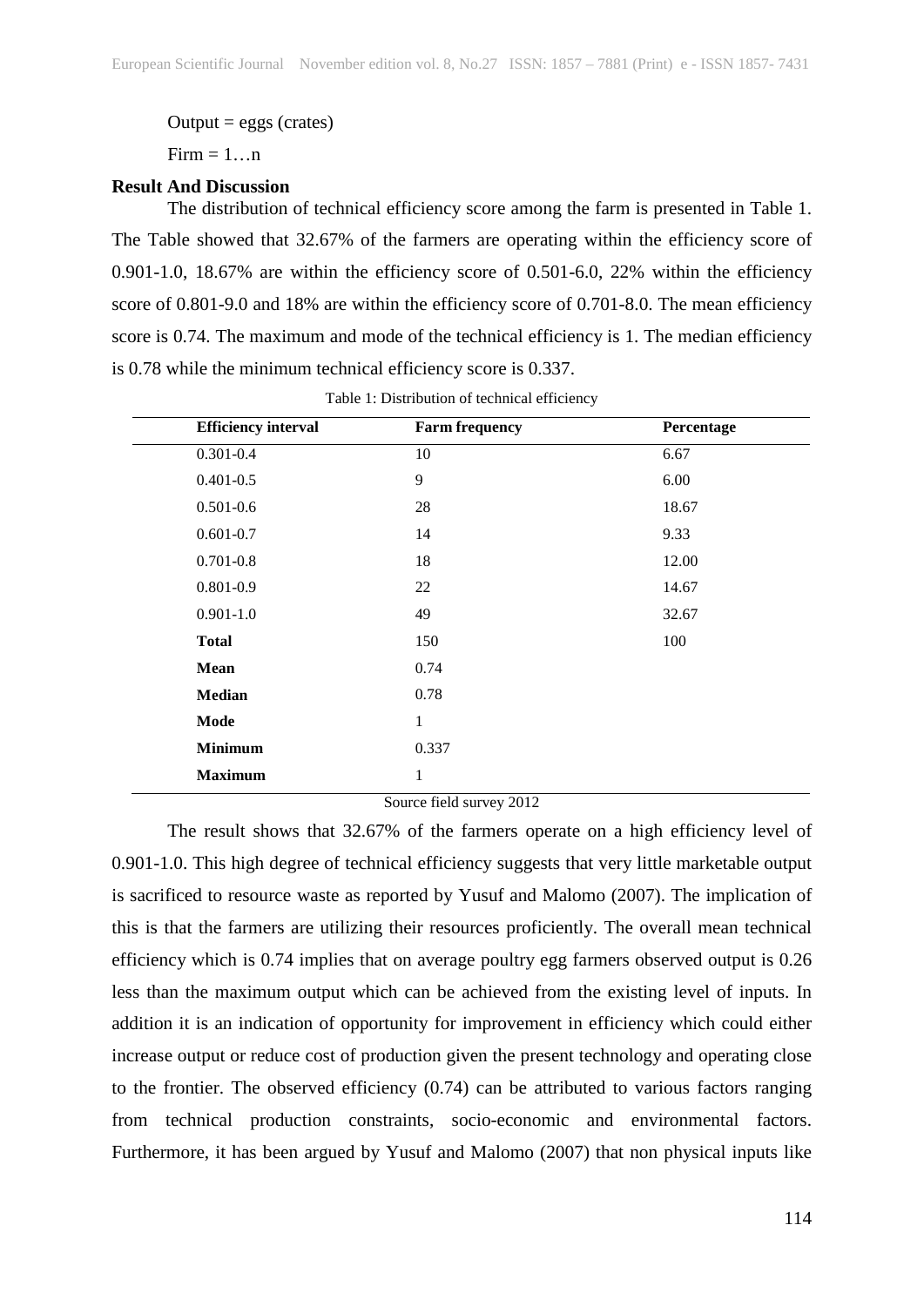Output = eggs (crates)

Firm = 1…n

**Result And Discussion**

The distribution of technical efficiency score among the farm is presented in Table 1. The Table showed that 32.67% of the farmers are operating within the efficiency score of 0.901-1.0, 18.67% are within the efficiency score of 0.501-6.0, 22% within the efficiency score of 0.801-9.0 and 18% are within the efficiency score of 0.701-8.0. The mean efficiency score is 0.74. The maximum and mode of the technical efficiency is 1. The median efficiency is 0.78 while the minimum technical efficiency score is 0.337.

Table 1: Distribution of technical efficiency

| Efficiency interval | Farm frequency | Percentage |
|---|---|---|
| 0.301-0.4 | 10 | 6.67 |
| 0.401-0.5 | 9 | 6.00 |
| 0.501-0.6 | 28 | 18.67 |
| 0.601-0.7 | 14 | 9.33 |
| 0.701-0.8 | 18 | 12.00 |
| 0.801-0.9 | 22 | 14.67 |
| 0.901-1.0 | 49 | 32.67 |
| **Total** | 150 | 100 |
| **Mean** | 0.74 | |
| **Median** | 0.78 | |
| **Mode** | 1 | |
| **Minimum** | 0.337 | |
| **Maximum** | 1 | |

Source field survey 2012

The result shows that 32.67% of the farmers operate on a high efficiency level of 0.901-1.0. This high degree of technical efficiency suggests that very little marketable output is sacrificed to resource waste as reported by Yusuf and Malomo (2007). The implication of this is that the farmers are utilizing their resources proficiently. The overall mean technical efficiency which is 0.74 implies that on average poultry egg farmers observed output is 0.26 less than the maximum output which can be achieved from the existing level of inputs. In addition it is an indication of opportunity for improvement in efficiency which could either increase output or reduce cost of production given the present technology and operating close to the frontier. The observed efficiency (0.74) can be attributed to various factors ranging from technical production constraints, socio-economic and environmental factors. Furthermore, it has been argued by Yusuf and Malomo (2007) that non physical inputs like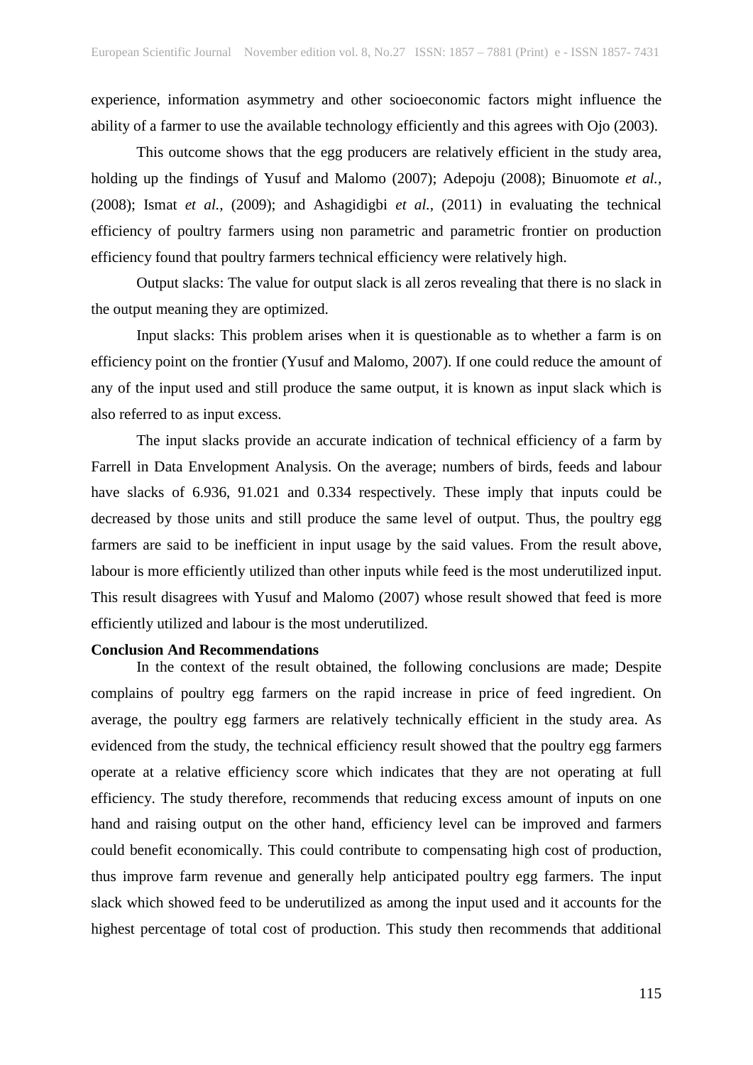experience, information asymmetry and other socioeconomic factors might influence the ability of a farmer to use the available technology efficiently and this agrees with Ojo (2003).

This outcome shows that the egg producers are relatively efficient in the study area, holding up the findings of Yusuf and Malomo (2007); Adepoju (2008); Binuomote *et al.,* (2008); Ismat *et al.,* (2009); and Ashagidigbi *et al.,* (2011) in evaluating the technical efficiency of poultry farmers using non parametric and parametric frontier on production efficiency found that poultry farmers technical efficiency were relatively high.

Output slacks: The value for output slack is all zeros revealing that there is no slack in the output meaning they are optimized.

Input slacks: This problem arises when it is questionable as to whether a farm is on efficiency point on the frontier (Yusuf and Malomo, 2007). If one could reduce the amount of any of the input used and still produce the same output, it is known as input slack which is also referred to as input excess.

The input slacks provide an accurate indication of technical efficiency of a farm by Farrell in Data Envelopment Analysis. On the average; numbers of birds, feeds and labour have slacks of 6.936, 91.021 and 0.334 respectively. These imply that inputs could be decreased by those units and still produce the same level of output. Thus, the poultry egg farmers are said to be inefficient in input usage by the said values. From the result above, labour is more efficiently utilized than other inputs while feed is the most underutilized input. This result disagrees with Yusuf and Malomo (2007) whose result showed that feed is more efficiently utilized and labour is the most underutilized.

**Conclusion And Recommendations**

In the context of the result obtained, the following conclusions are made; Despite complains of poultry egg farmers on the rapid increase in price of feed ingredient. On average, the poultry egg farmers are relatively technically efficient in the study area. As evidenced from the study, the technical efficiency result showed that the poultry egg farmers operate at a relative efficiency score which indicates that they are not operating at full efficiency. The study therefore, recommends that reducing excess amount of inputs on one hand and raising output on the other hand, efficiency level can be improved and farmers could benefit economically. This could contribute to compensating high cost of production, thus improve farm revenue and generally help anticipated poultry egg farmers. The input slack which showed feed to be underutilized as among the input used and it accounts for the highest percentage of total cost of production. This study then recommends that additional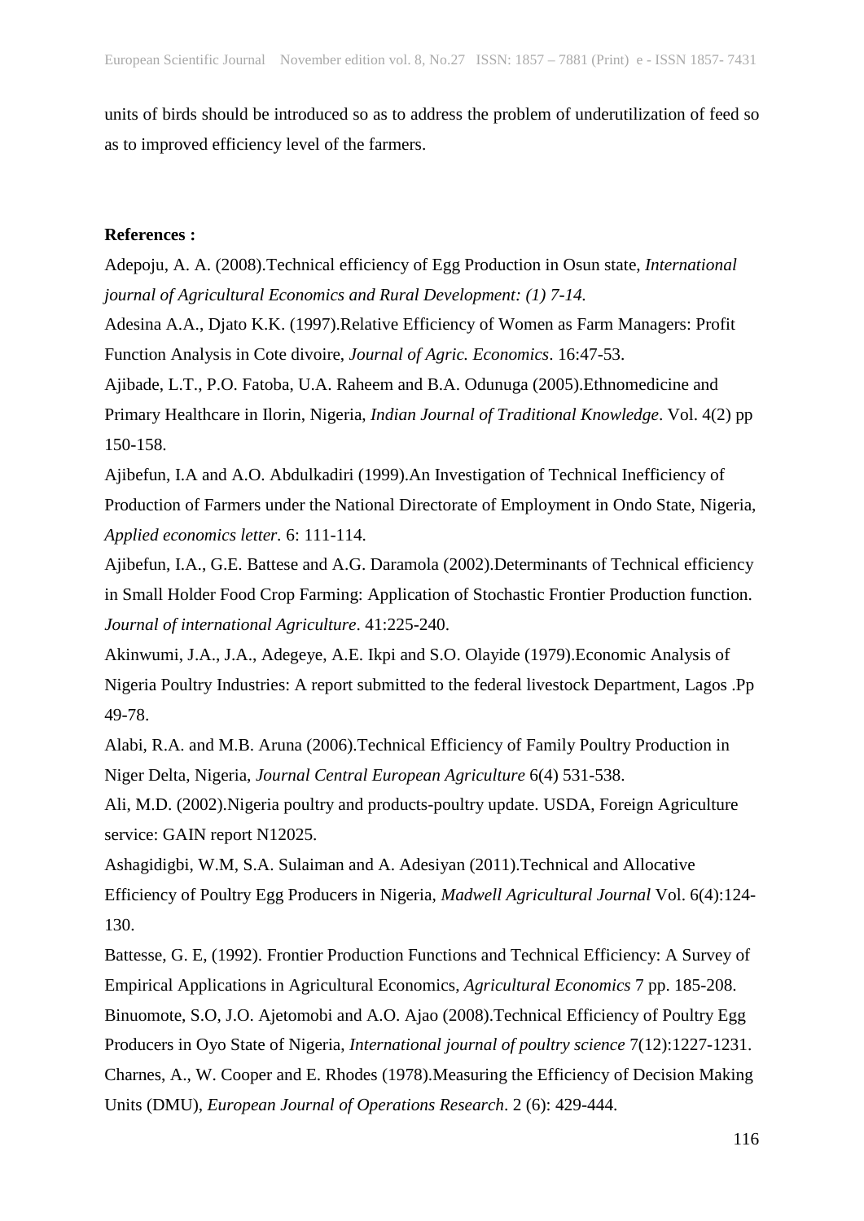units of birds should be introduced so as to address the problem of underutilization of feed so as to improved efficiency level of the farmers.

**References :**

Adepoju, A. A. (2008).Technical efficiency of Egg Production in Osun state, *International journal of Agricultural Economics and Rural Development: (1) 7-14.*

Adesina A.A., Djato K.K. (1997).Relative Efficiency of Women as Farm Managers: Profit Function Analysis in Cote divoire, *Journal of Agric. Economics*. 16:47-53.

Ajibade, L.T., P.O. Fatoba, U.A. Raheem and B.A. Odunuga (2005).Ethnomedicine and Primary Healthcare in Ilorin, Nigeria, *Indian Journal of Traditional Knowledge*. Vol. 4(2) pp 150-158.

Ajibefun, I.A and A.O. Abdulkadiri (1999).An Investigation of Technical Inefficiency of Production of Farmers under the National Directorate of Employment in Ondo State, Nigeria, *Applied economics letter.* 6: 111-114.

Ajibefun, I.A., G.E. Battese and A.G. Daramola (2002).Determinants of Technical efficiency in Small Holder Food Crop Farming: Application of Stochastic Frontier Production function. *Journal of international Agriculture*. 41:225-240.

Akinwumi, J.A., J.A., Adegeye, A.E. Ikpi and S.O. Olayide (1979).Economic Analysis of Nigeria Poultry Industries: A report submitted to the federal livestock Department, Lagos .Pp 49-78.

Alabi, R.A. and M.B. Aruna (2006).Technical Efficiency of Family Poultry Production in Niger Delta, Nigeria, *Journal Central European Agriculture* 6(4) 531-538.

Ali, M.D. (2002).Nigeria poultry and products-poultry update. USDA, Foreign Agriculture service: GAIN report N12025.

Ashagidigbi, W.M, S.A. Sulaiman and A. Adesiyan (2011).Technical and Allocative Efficiency of Poultry Egg Producers in Nigeria, *Madwell Agricultural Journal* Vol. 6(4):124-130.

Battesse, G. E, (1992). Frontier Production Functions and Technical Efficiency: A Survey of Empirical Applications in Agricultural Economics, *Agricultural Economics* 7 pp. 185-208.

Binuomote, S.O, J.O. Ajetomobi and A.O. Ajao (2008).Technical Efficiency of Poultry Egg Producers in Oyo State of Nigeria, *International journal of poultry science* 7(12):1227-1231.

Charnes, A., W. Cooper and E. Rhodes (1978).Measuring the Efficiency of Decision Making Units (DMU), *European Journal of Operations Research*. 2 (6): 429-444.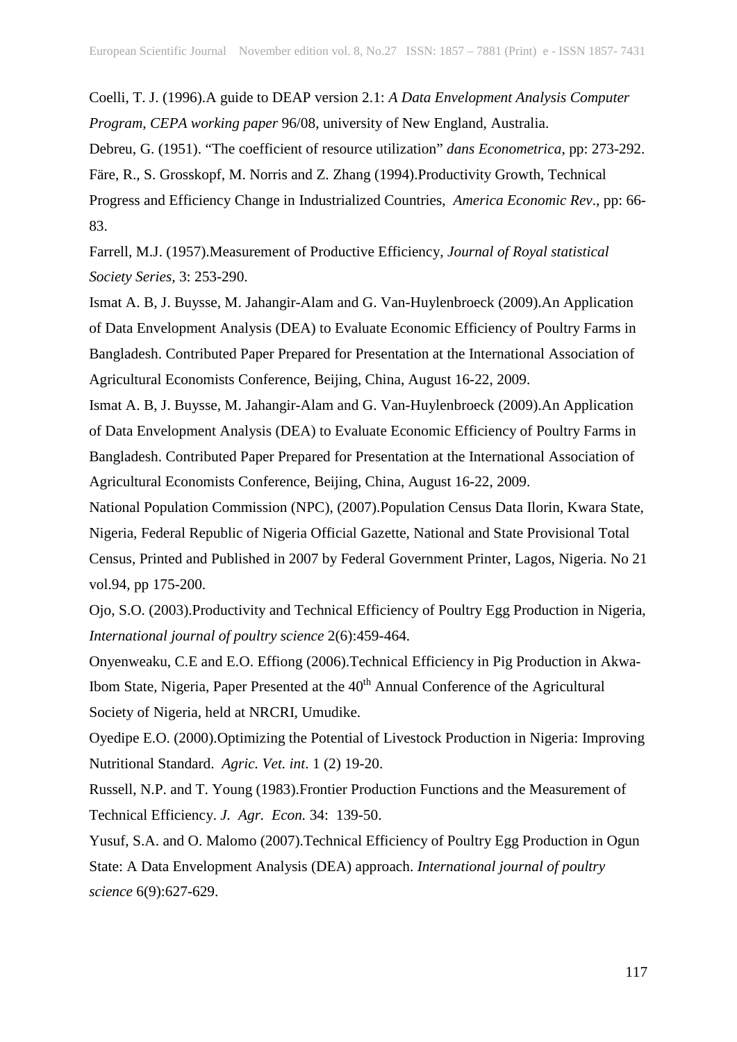Coelli, T. J. (1996).A guide to DEAP version 2.1: *A Data Envelopment Analysis Computer Program, CEPA working paper* 96/08, university of New England, Australia.

Debreu, G. (1951). “The coefficient of resource utilization” *dans Econometrica*, pp: 273-292.

Färe, R., S. Grosskopf, M. Norris and Z. Zhang (1994).Productivity Growth, Technical Progress and Efficiency Change in Industrialized Countries, *America Economic Rev*., pp: 66-83.

Farrell, M.J. (1957).Measurement of Productive Efficiency, *Journal of Royal statistical Society Series*, 3: 253-290.

Ismat A. B, J. Buysse, M. Jahangir-Alam and G. Van-Huylenbroeck (2009).An Application of Data Envelopment Analysis (DEA) to Evaluate Economic Efficiency of Poultry Farms in Bangladesh. Contributed Paper Prepared for Presentation at the International Association of Agricultural Economists Conference, Beijing, China, August 16-22, 2009.

Ismat A. B, J. Buysse, M. Jahangir-Alam and G. Van-Huylenbroeck (2009).An Application of Data Envelopment Analysis (DEA) to Evaluate Economic Efficiency of Poultry Farms in Bangladesh. Contributed Paper Prepared for Presentation at the International Association of Agricultural Economists Conference, Beijing, China, August 16-22, 2009.

National Population Commission (NPC), (2007).Population Census Data Ilorin, Kwara State, Nigeria, Federal Republic of Nigeria Official Gazette, National and State Provisional Total Census, Printed and Published in 2007 by Federal Government Printer, Lagos, Nigeria. No 21 vol.94, pp 175-200.

Ojo, S.O. (2003).Productivity and Technical Efficiency of Poultry Egg Production in Nigeria, *International journal of poultry science* 2(6):459-464.

Onyenweaku, C.E and E.O. Effiong (2006).Technical Efficiency in Pig Production in Akwa-Ibom State, Nigeria, Paper Presented at the 40th Annual Conference of the Agricultural Society of Nigeria, held at NRCRI, Umudike.

Oyedipe E.O. (2000).Optimizing the Potential of Livestock Production in Nigeria: Improving Nutritional Standard. *Agric. Vet. int*. 1 (2) 19-20.

Russell, N.P. and T. Young (1983).Frontier Production Functions and the Measurement of Technical Efficiency. *J. Agr. Econ.* 34: 139-50.

Yusuf, S.A. and O. Malomo (2007).Technical Efficiency of Poultry Egg Production in Ogun State: A Data Envelopment Analysis (DEA) approach. *International journal of poultry science* 6(9):627-629.